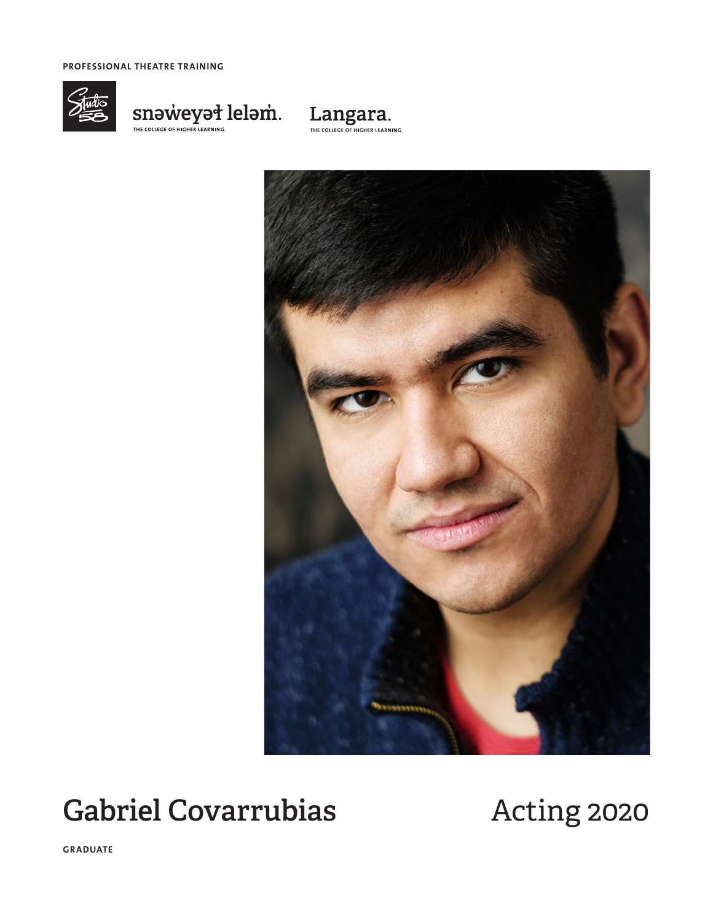PROFESSIONAL THEATRE TRAINING

Studio 58

snəw̓eyəɬ leləm̓.
THE COLLEGE OF HIGHER LEARNING.

Langara.
THE COLLEGE OF HIGHER LEARNING.

# Gabriel Covarrubias

# Acting 2020

GRADUATE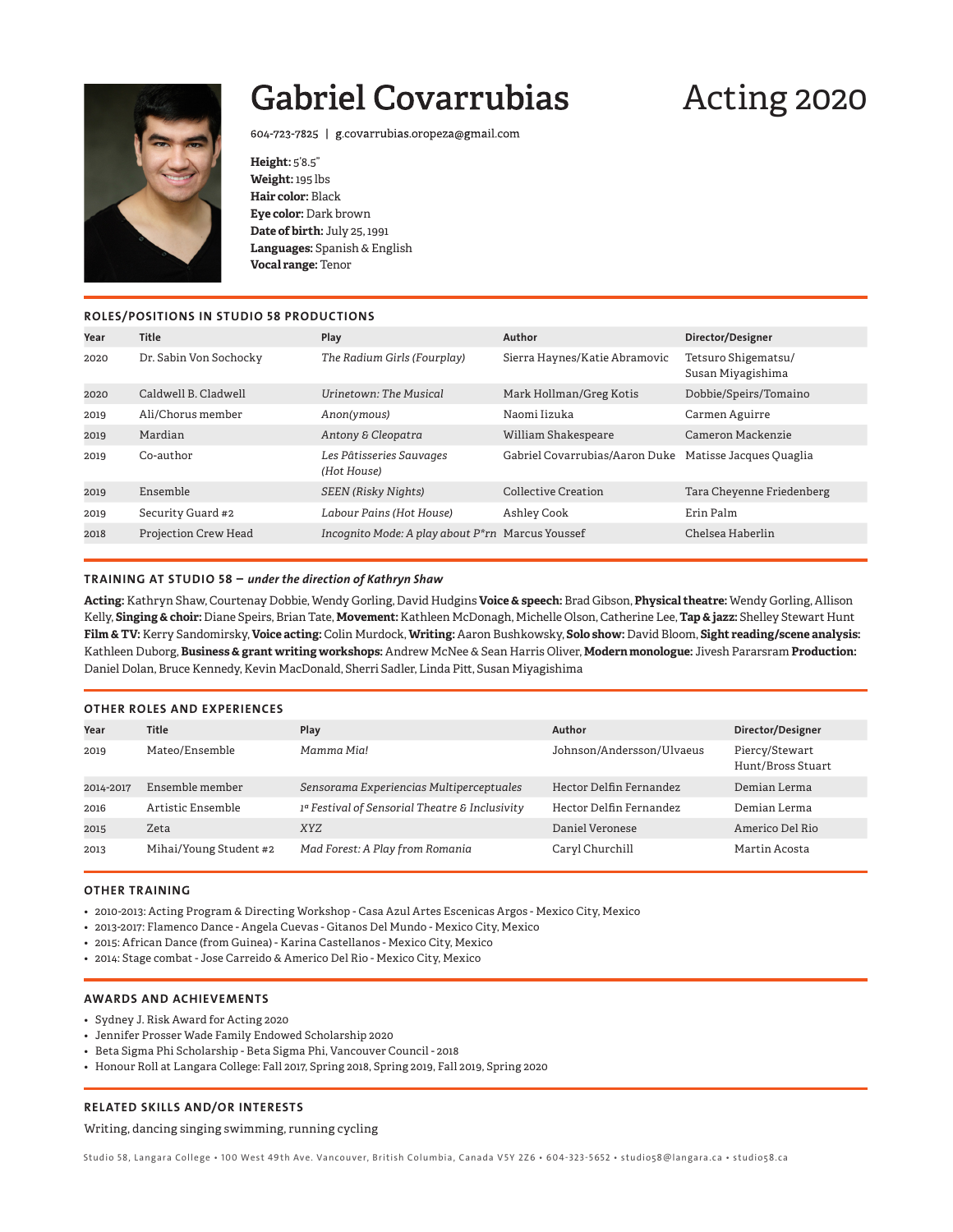# Gabriel Covarrubias

# Acting 2020

604-723-7825 | g.covarrubias.oropeza@gmail.com

**Height:** 5'8.5"
**Weight:** 195 lbs
**Hair color:** Black
**Eye color:** Dark brown
**Date of birth:** July 25, 1991
**Languages:** Spanish & English
**Vocal range:** Tenor

## ROLES/POSITIONS IN STUDIO 58 PRODUCTIONS

| Year | Title | Play | Author | Director/Designer |
|---|---|---|---|---|
| 2020 | Dr. Sabin Von Sochocky | *The Radium Girls (Fourplay)* | Sierra Haynes/Katie Abramovic | Tetsuro Shigematsu/ Susan Miyagishima |
| 2020 | Caldwell B. Cladwell | *Urinetown: The Musical* | Mark Hollman/Greg Kotis | Dobbie/Speirs/Tomaino |
| 2019 | Ali/Chorus member | *Anon(ymous)* | Naomi Iizuka | Carmen Aguirre |
| 2019 | Mardian | *Antony & Cleopatra* | William Shakespeare | Cameron Mackenzie |
| 2019 | Co-author | *Les Pâtisseries Sauvages (Hot House)* | Gabriel Covarrubias/Aaron Duke | Matisse Jacques Quaglia |
| 2019 | Ensemble | *SEEN (Risky Nights)* | Collective Creation | Tara Cheyenne Friedenberg |
| 2019 | Security Guard #2 | *Labour Pains (Hot House)* | Ashley Cook | Erin Palm |
| 2018 | Projection Crew Head | *Incognito Mode: A play about P*rn* | Marcus Youssef | Chelsea Haberlin |

## TRAINING AT STUDIO 58 – *under the direction of Kathryn Shaw*

**Acting:** Kathryn Shaw, Courtenay Dobbie, Wendy Gorling, David Hudgins **Voice & speech:** Brad Gibson, **Physical theatre:** Wendy Gorling, Allison Kelly, **Singing & choir:** Diane Speirs, Brian Tate, **Movement:** Kathleen McDonagh, Michelle Olson, Catherine Lee, **Tap & jazz:** Shelley Stewart Hunt **Film & TV:** Kerry Sandomirsky, **Voice acting:** Colin Murdock, **Writing:** Aaron Bushkowsky, **Solo show:** David Bloom, **Sight reading/scene analysis:** Kathleen Duborg, **Business & grant writing workshops:** Andrew McNee & Sean Harris Oliver, **Modern monologue:** Jivesh Parasram **Production:** Daniel Dolan, Bruce Kennedy, Kevin MacDonald, Sherri Sadler, Linda Pitt, Susan Miyagishima

## OTHER ROLES AND EXPERIENCES

| Year | Title | Play | Author | Director/Designer |
|---|---|---|---|---|
| 2019 | Mateo/Ensemble | *Mamma Mia!* | Johnson/Andersson/Ulvaeus | Piercy/Stewart Hunt/Bross Stuart |
| 2014-2017 | Ensemble member | *Sensorama Experiencias Multiperceptuales* | Hector Delfin Fernandez | Demian Lerma |
| 2016 | Artistic Ensemble | *1º Festival of Sensorial Theatre & Inclusivity* | Hector Delfin Fernandez | Demian Lerma |
| 2015 | Zeta | *XYZ* | Daniel Veronese | Americo Del Rio |
| 2013 | Mihai/Young Student #2 | *Mad Forest: A Play from Romania* | Caryl Churchill | Martin Acosta |

## OTHER TRAINING

- 2010-2013: Acting Program & Directing Workshop - Casa Azul Artes Escenicas Argos - Mexico City, Mexico
- 2013-2017: Flamenco Dance - Angela Cuevas - Gitanos Del Mundo - Mexico City, Mexico
- 2015: African Dance (from Guinea) - Karina Castellanos - Mexico City, Mexico
- 2014: Stage combat - Jose Carreido & Americo Del Rio - Mexico City, Mexico

## AWARDS AND ACHIEVEMENTS

- Sydney J. Risk Award for Acting 2020
- Jennifer Prosser Wade Family Endowed Scholarship 2020
- Beta Sigma Phi Scholarship - Beta Sigma Phi, Vancouver Council - 2018
- Honour Roll at Langara College: Fall 2017, Spring 2018, Spring 2019, Fall 2019, Spring 2020

## RELATED SKILLS AND/OR INTERESTS

Writing, dancing singing swimming, running cycling

Studio 58, Langara College • 100 West 49th Ave. Vancouver, British Columbia, Canada V5Y 2Z6 • 604-323-5652 • studio58@langara.ca • studio58.ca